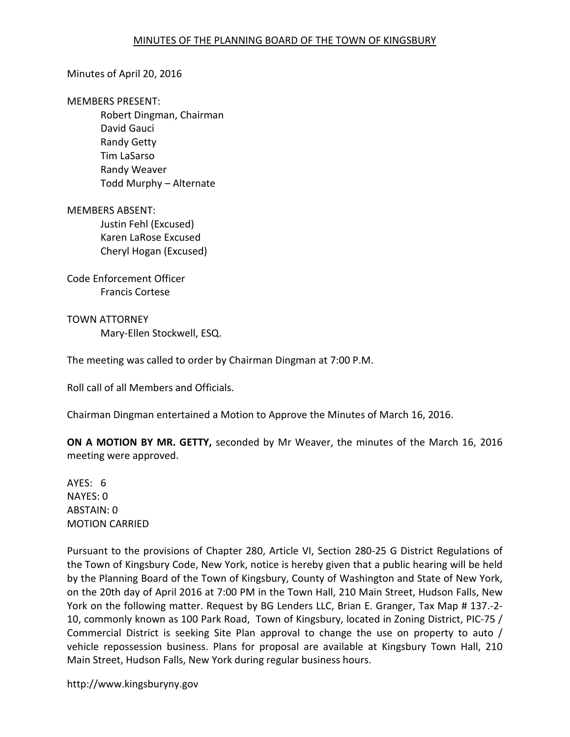# MINUTES OF THE PLANNING BOARD OF THE TOWN OF KINGSBURY

Minutes of April 20, 2016

MEMBERS PRESENT:
- Robert Dingman, Chairman
- David Gauci
- Randy Getty
- Tim LaSarso
- Randy Weaver
- Todd Murphy – Alternate

MEMBERS ABSENT:
- Justin Fehl (Excused)
- Karen LaRose Excused
- Cheryl Hogan (Excused)

Code Enforcement Officer
- Francis Cortese

TOWN ATTORNEY
- Mary-Ellen Stockwell, ESQ.

The meeting was called to order by Chairman Dingman at 7:00 P.M.

Roll call of all Members and Officials.

Chairman Dingman entertained a Motion to Approve the Minutes of March 16, 2016.

**ON A MOTION BY MR. GETTY,** seconded by Mr Weaver, the minutes of the March 16, 2016 meeting were approved.

AYES: 6
NAYES: 0
ABSTAIN: 0
MOTION CARRIED

Pursuant to the provisions of Chapter 280, Article VI, Section 280-25 G District Regulations of the Town of Kingsbury Code, New York, notice is hereby given that a public hearing will be held by the Planning Board of the Town of Kingsbury, County of Washington and State of New York, on the 20th day of April 2016 at 7:00 PM in the Town Hall, 210 Main Street, Hudson Falls, New York on the following matter. Request by BG Lenders LLC, Brian E. Granger, Tax Map # 137.-2-10, commonly known as 100 Park Road, Town of Kingsbury, located in Zoning District, PIC-75 / Commercial District is seeking Site Plan approval to change the use on property to auto / vehicle repossession business. Plans for proposal are available at Kingsbury Town Hall, 210 Main Street, Hudson Falls, New York during regular business hours.

http://www.kingsburyny.gov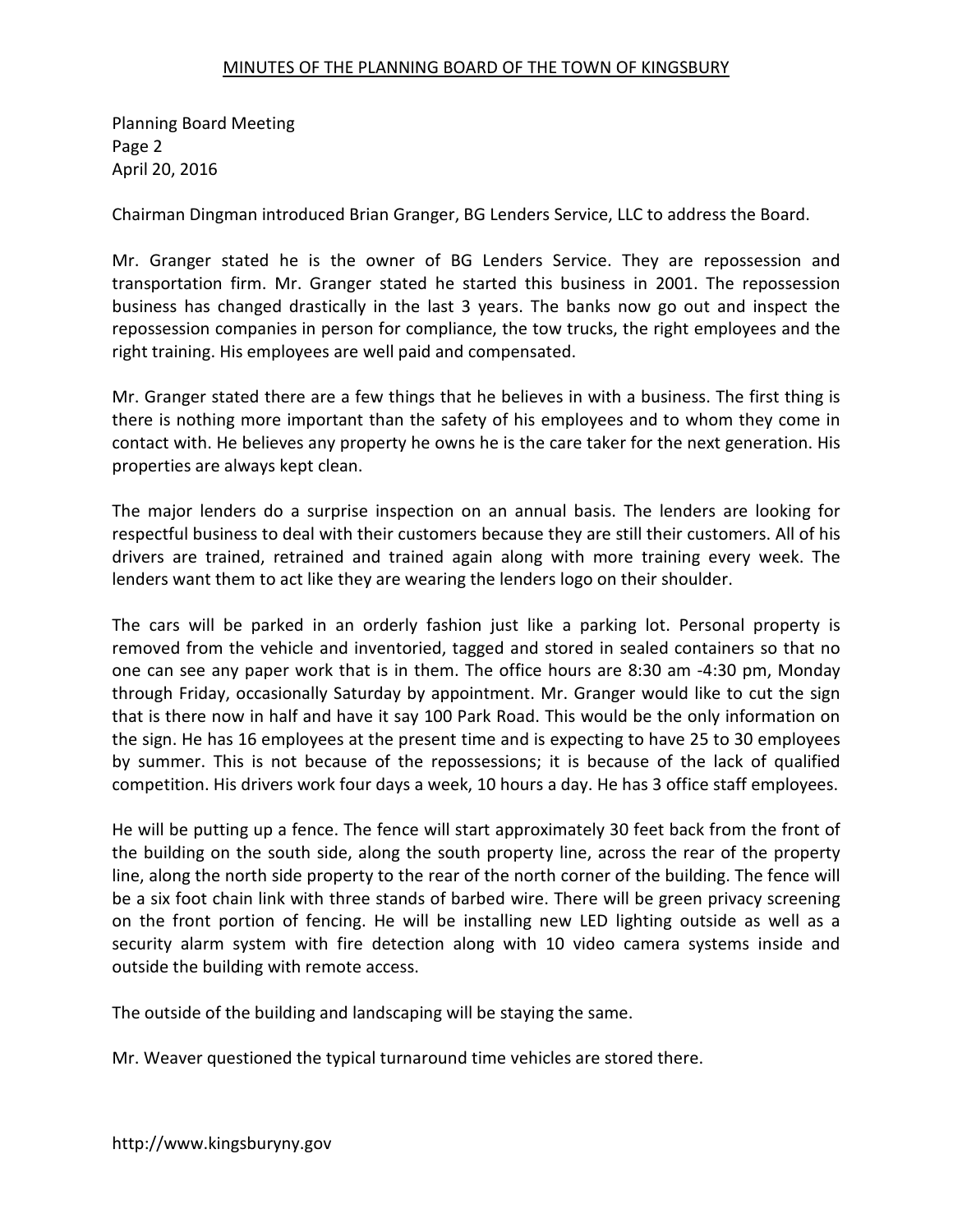Chairman Dingman introduced Brian Granger, BG Lenders Service, LLC to address the Board.

Mr. Granger stated he is the owner of BG Lenders Service. They are repossession and transportation firm. Mr. Granger stated he started this business in 2001. The repossession business has changed drastically in the last 3 years. The banks now go out and inspect the repossession companies in person for compliance, the tow trucks, the right employees and the right training. His employees are well paid and compensated.

Mr. Granger stated there are a few things that he believes in with a business. The first thing is there is nothing more important than the safety of his employees and to whom they come in contact with. He believes any property he owns he is the care taker for the next generation. His properties are always kept clean.

The major lenders do a surprise inspection on an annual basis. The lenders are looking for respectful business to deal with their customers because they are still their customers. All of his drivers are trained, retrained and trained again along with more training every week. The lenders want them to act like they are wearing the lenders logo on their shoulder.

The cars will be parked in an orderly fashion just like a parking lot. Personal property is removed from the vehicle and inventoried, tagged and stored in sealed containers so that no one can see any paper work that is in them. The office hours are 8:30 am -4:30 pm, Monday through Friday, occasionally Saturday by appointment. Mr. Granger would like to cut the sign that is there now in half and have it say 100 Park Road. This would be the only information on the sign. He has 16 employees at the present time and is expecting to have 25 to 30 employees by summer. This is not because of the repossessions; it is because of the lack of qualified competition. His drivers work four days a week, 10 hours a day. He has 3 office staff employees.

He will be putting up a fence. The fence will start approximately 30 feet back from the front of the building on the south side, along the south property line, across the rear of the property line, along the north side property to the rear of the north corner of the building. The fence will be a six foot chain link with three stands of barbed wire. There will be green privacy screening on the front portion of fencing. He will be installing new LED lighting outside as well as a security alarm system with fire detection along with 10 video camera systems inside and outside the building with remote access.

The outside of the building and landscaping will be staying the same.

Mr. Weaver questioned the typical turnaround time vehicles are stored there.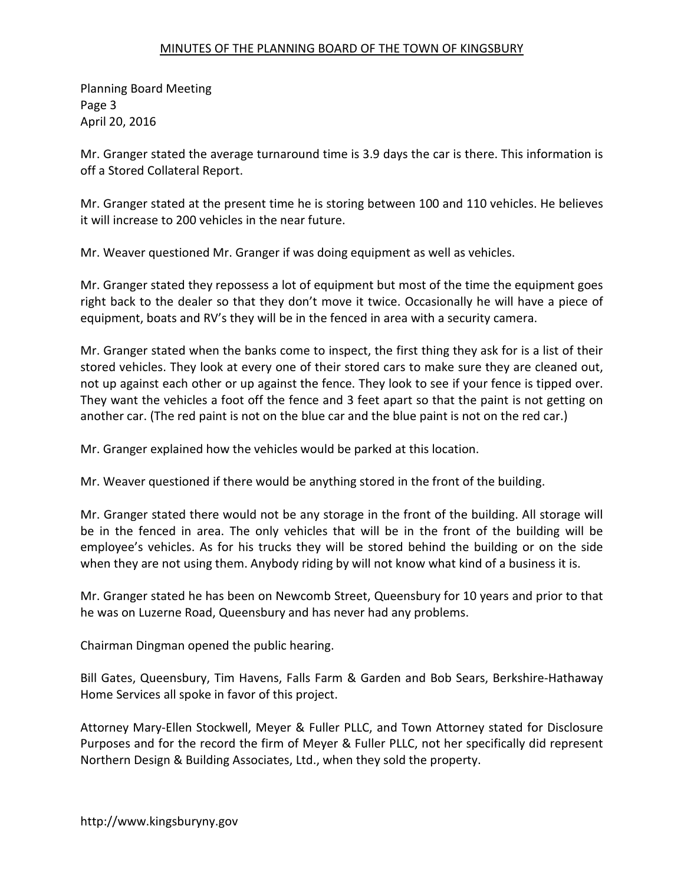Planning Board Meeting
Page 3
April 20, 2016

Mr. Granger stated the average turnaround time is 3.9 days the car is there. This information is off a Stored Collateral Report.

Mr. Granger stated at the present time he is storing between 100 and 110 vehicles. He believes it will increase to 200 vehicles in the near future.

Mr. Weaver questioned Mr. Granger if was doing equipment as well as vehicles.

Mr. Granger stated they repossess a lot of equipment but most of the time the equipment goes right back to the dealer so that they don't move it twice. Occasionally he will have a piece of equipment, boats and RV's they will be in the fenced in area with a security camera.

Mr. Granger stated when the banks come to inspect, the first thing they ask for is a list of their stored vehicles. They look at every one of their stored cars to make sure they are cleaned out, not up against each other or up against the fence. They look to see if your fence is tipped over. They want the vehicles a foot off the fence and 3 feet apart so that the paint is not getting on another car. (The red paint is not on the blue car and the blue paint is not on the red car.)

Mr. Granger explained how the vehicles would be parked at this location.

Mr. Weaver questioned if there would be anything stored in the front of the building.

Mr. Granger stated there would not be any storage in the front of the building. All storage will be in the fenced in area. The only vehicles that will be in the front of the building will be employee's vehicles. As for his trucks they will be stored behind the building or on the side when they are not using them. Anybody riding by will not know what kind of a business it is.

Mr. Granger stated he has been on Newcomb Street, Queensbury for 10 years and prior to that he was on Luzerne Road, Queensbury and has never had any problems.

Chairman Dingman opened the public hearing.

Bill Gates, Queensbury, Tim Havens, Falls Farm & Garden and Bob Sears, Berkshire-Hathaway Home Services all spoke in favor of this project.

Attorney Mary-Ellen Stockwell, Meyer & Fuller PLLC, and Town Attorney stated for Disclosure Purposes and for the record the firm of Meyer & Fuller PLLC, not her specifically did represent Northern Design & Building Associates, Ltd., when they sold the property.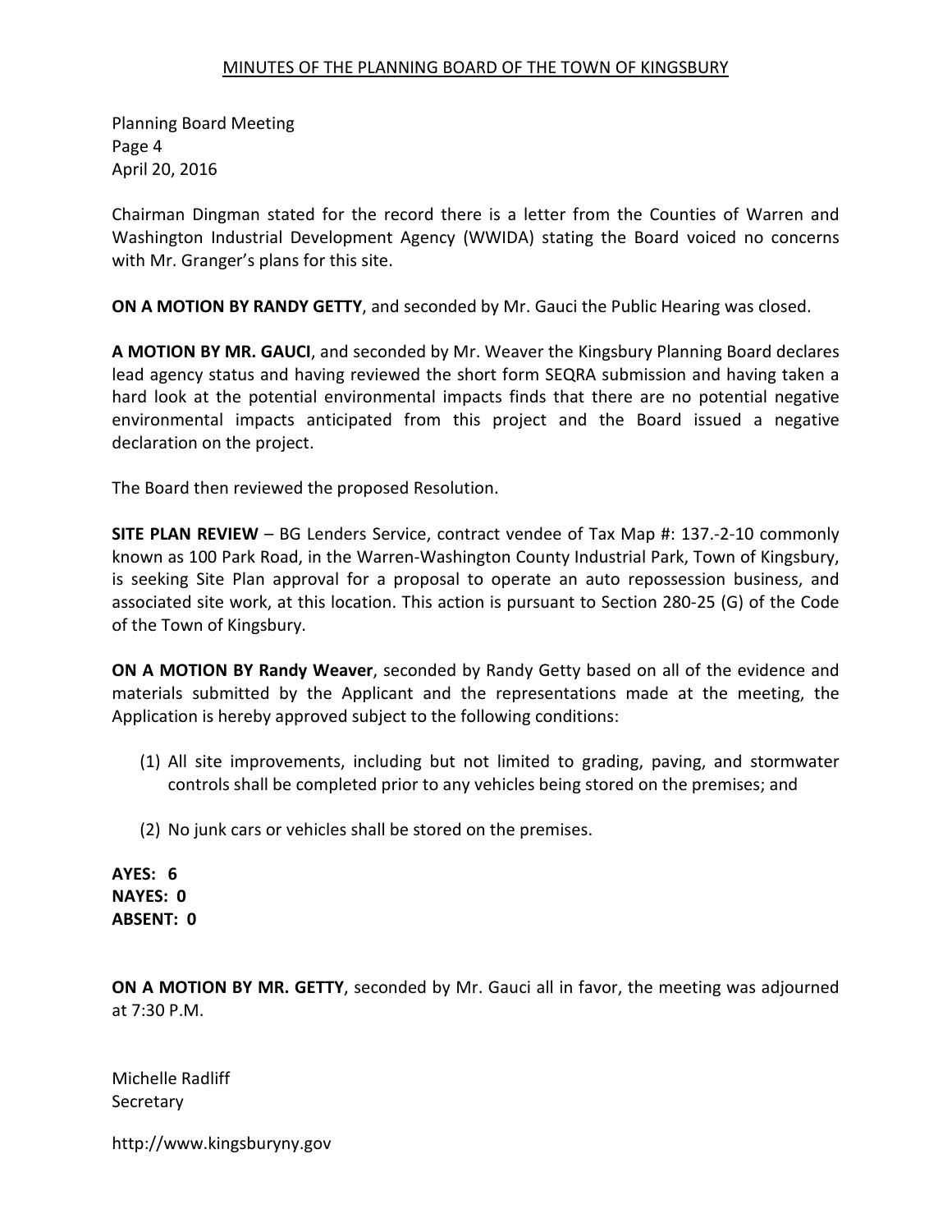Chairman Dingman stated for the record there is a letter from the Counties of Warren and Washington Industrial Development Agency (WWIDA) stating the Board voiced no concerns with Mr. Granger's plans for this site.

**ON A MOTION BY RANDY GETTY**, and seconded by Mr. Gauci the Public Hearing was closed.

**A MOTION BY MR. GAUCI**, and seconded by Mr. Weaver the Kingsbury Planning Board declares lead agency status and having reviewed the short form SEQRA submission and having taken a hard look at the potential environmental impacts finds that there are no potential negative environmental impacts anticipated from this project and the Board issued a negative declaration on the project.

The Board then reviewed the proposed Resolution.

**SITE PLAN REVIEW** – BG Lenders Service, contract vendee of Tax Map #: 137.-2-10 commonly known as 100 Park Road, in the Warren-Washington County Industrial Park, Town of Kingsbury, is seeking Site Plan approval for a proposal to operate an auto repossession business, and associated site work, at this location. This action is pursuant to Section 280-25 (G) of the Code of the Town of Kingsbury.

**ON A MOTION BY Randy Weaver**, seconded by Randy Getty based on all of the evidence and materials submitted by the Applicant and the representations made at the meeting, the Application is hereby approved subject to the following conditions:

(1) All site improvements, including but not limited to grading, paving, and stormwater controls shall be completed prior to any vehicles being stored on the premises; and

(2) No junk cars or vehicles shall be stored on the premises.

**AYES: 6**
**NAYES: 0**
**ABSENT: 0**

**ON A MOTION BY MR. GETTY**, seconded by Mr. Gauci all in favor, the meeting was adjourned at 7:30 P.M.

Michelle Radliff
Secretary

http://www.kingsburyny.gov